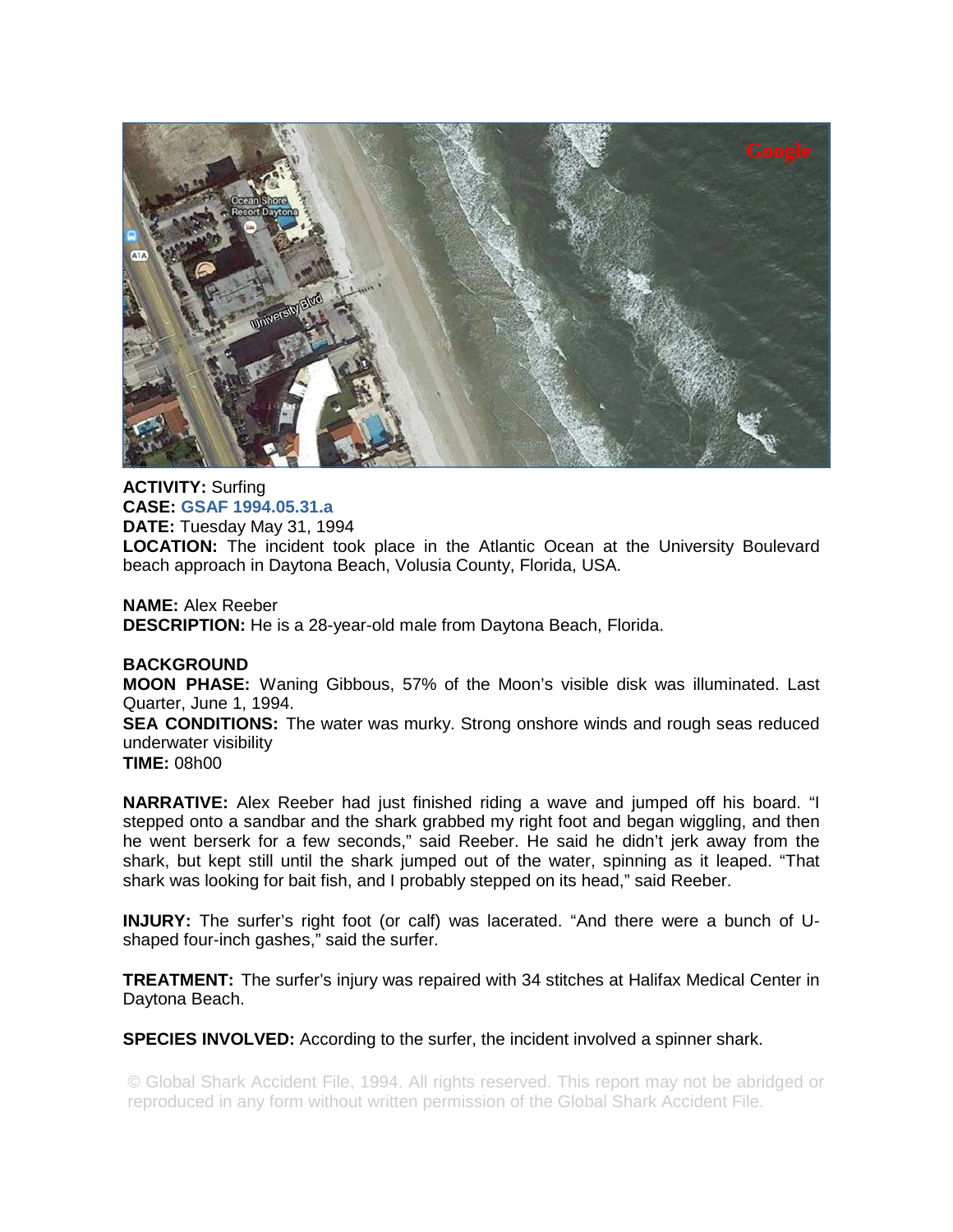**ACTIVITY:** Surfing
**CASE:** GSAF 1994.05.31.a
**DATE:** Tuesday May 31, 1994
**LOCATION:** The incident took place in the Atlantic Ocean at the University Boulevard beach approach in Daytona Beach, Volusia County, Florida, USA.

**NAME:** Alex Reeber
**DESCRIPTION:** He is a 28-year-old male from Daytona Beach, Florida.

**BACKGROUND**
**MOON PHASE:** Waning Gibbous, 57% of the Moon's visible disk was illuminated. Last Quarter, June 1, 1994.
**SEA CONDITIONS:** The water was murky. Strong onshore winds and rough seas reduced underwater visibility
**TIME:** 08h00

**NARRATIVE:** Alex Reeber had just finished riding a wave and jumped off his board. "I stepped onto a sandbar and the shark grabbed my right foot and began wiggling, and then he went berserk for a few seconds," said Reeber. He said he didn't jerk away from the shark, but kept still until the shark jumped out of the water, spinning as it leaped. "That shark was looking for bait fish, and I probably stepped on its head," said Reeber.

**INJURY:** The surfer's right foot (or calf) was lacerated. "And there were a bunch of U-shaped four-inch gashes," said the surfer.

**TREATMENT:** The surfer's injury was repaired with 34 stitches at Halifax Medical Center in Daytona Beach.

**SPECIES INVOLVED:** According to the surfer, the incident involved a spinner shark.

© Global Shark Accident File, 1994. All rights reserved. This report may not be abridged or reproduced in any form without written permission of the Global Shark Accident File.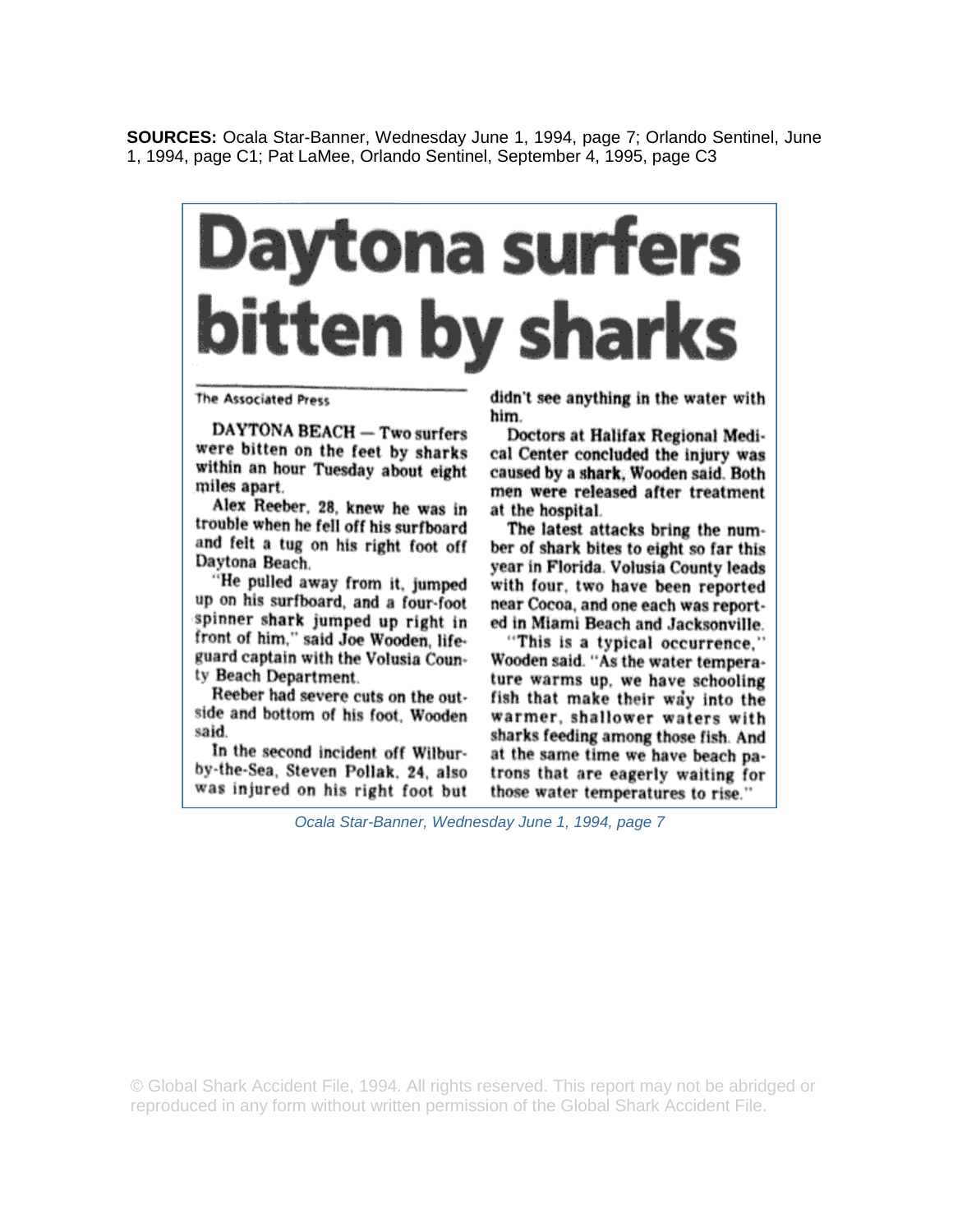**SOURCES:** Ocala Star-Banner, Wednesday June 1, 1994, page 7; Orlando Sentinel, June 1, 1994, page C1; Pat LaMee, Orlando Sentinel, September 4, 1995, page C3

# Daytona surfers bitten by sharks

The Associated Press

DAYTONA BEACH — Two surfers were bitten on the feet by sharks within an hour Tuesday about eight miles apart.

Alex Reeber, 28, knew he was in trouble when he fell off his surfboard and felt a tug on his right foot off Daytona Beach.

"He pulled away from it, jumped up on his surfboard, and a four-foot spinner shark jumped up right in front of him," said Joe Wooden, lifeguard captain with the Volusia County Beach Department.

Reeber had severe cuts on the outside and bottom of his foot, Wooden said.

In the second incident off Wilbur-by-the-Sea, Steven Pollak, 24, also was injured on his right foot but didn't see anything in the water with him.

Doctors at Halifax Regional Medical Center concluded the injury was caused by a shark, Wooden said. Both men were released after treatment at the hospital.

The latest attacks bring the number of shark bites to eight so far this year in Florida. Volusia County leads with four, two have been reported near Cocoa, and one each was reported in Miami Beach and Jacksonville.

"This is a typical occurrence," Wooden said. "As the water temperature warms up, we have schooling fish that make their way into the warmer, shallower waters with sharks feeding among those fish. And at the same time we have beach patrons that are eagerly waiting for those water temperatures to rise."

*Ocala Star-Banner, Wednesday June 1, 1994, page 7*

© Global Shark Accident File, 1994. All rights reserved. This report may not be abridged or reproduced in any form without written permission of the Global Shark Accident File.